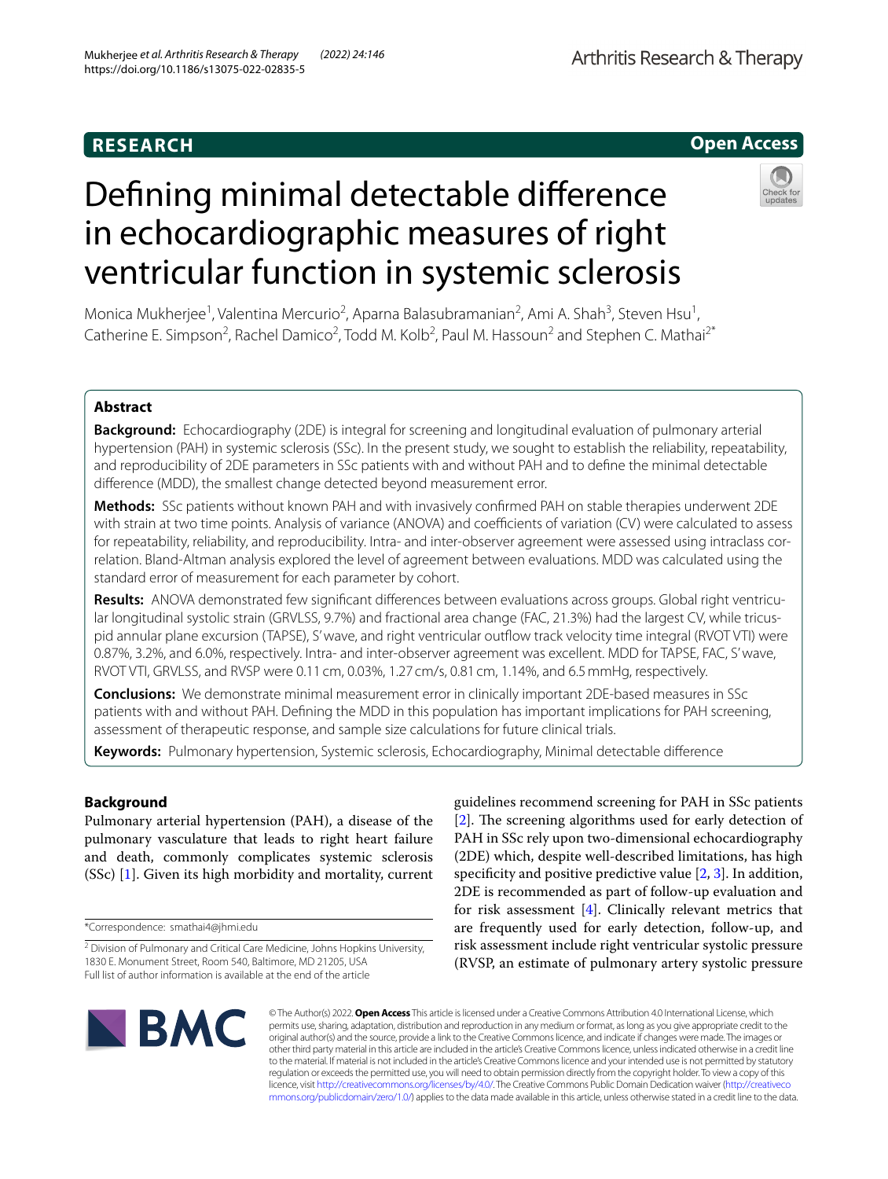RESEARCH

Open Access

# Defining minimal detectable difference in echocardiographic measures of right ventricular function in systemic sclerosis

Monica Mukherjee[1], Valentina Mercurio[2], Aparna Balasubramanian[2], Ami A. Shah[3], Steven Hsu[1], Catherine E. Simpson[2], Rachel Damico[2], Todd M. Kolb[2], Paul M. Hassoun[2] and Stephen C. Mathai[2*]

## Abstract

**Background:** Echocardiography (2DE) is integral for screening and longitudinal evaluation of pulmonary arterial hypertension (PAH) in systemic sclerosis (SSc). In the present study, we sought to establish the reliability, repeatability, and reproducibility of 2DE parameters in SSc patients with and without PAH and to define the minimal detectable difference (MDD), the smallest change detected beyond measurement error.

**Methods:** SSc patients without known PAH and with invasively confirmed PAH on stable therapies underwent 2DE with strain at two time points. Analysis of variance (ANOVA) and coefficients of variation (CV) were calculated to assess for repeatability, reliability, and reproducibility. Intra- and inter-observer agreement were assessed using intraclass correlation. Bland-Altman analysis explored the level of agreement between evaluations. MDD was calculated using the standard error of measurement for each parameter by cohort.

**Results:** ANOVA demonstrated few significant differences between evaluations across groups. Global right ventricular longitudinal systolic strain (GRVLSS, 9.7%) and fractional area change (FAC, 21.3%) had the largest CV, while tricuspid annular plane excursion (TAPSE), S' wave, and right ventricular outflow track velocity time integral (RVOT VTI) were 0.87%, 3.2%, and 6.0%, respectively. Intra- and inter-observer agreement was excellent. MDD for TAPSE, FAC, S' wave, RVOT VTI, GRVLSS, and RVSP were 0.11 cm, 0.03%, 1.27 cm/s, 0.81 cm, 1.14%, and 6.5 mmHg, respectively.

**Conclusions:** We demonstrate minimal measurement error in clinically important 2DE-based measures in SSc patients with and without PAH. Defining the MDD in this population has important implications for PAH screening, assessment of therapeutic response, and sample size calculations for future clinical trials.

**Keywords:** Pulmonary hypertension, Systemic sclerosis, Echocardiography, Minimal detectable difference

## Background

Pulmonary arterial hypertension (PAH), a disease of the pulmonary vasculature that leads to right heart failure and death, commonly complicates systemic sclerosis (SSc) [1]. Given its high morbidity and mortality, current guidelines recommend screening for PAH in SSc patients [2]. The screening algorithms used for early detection of PAH in SSc rely upon two-dimensional echocardiography (2DE) which, despite well-described limitations, has high specificity and positive predictive value [2, 3]. In addition, 2DE is recommended as part of follow-up evaluation and for risk assessment [4]. Clinically relevant metrics that are frequently used for early detection, follow-up, and risk assessment include right ventricular systolic pressure (RVSP, an estimate of pulmonary artery systolic pressure

*Correspondence: smathai4@jhmi.edu

[2] Division of Pulmonary and Critical Care Medicine, Johns Hopkins University, 1830 E. Monument Street, Room 540, Baltimore, MD 21205, USA

Full list of author information is available at the end of the article

© The Author(s) 2022. **Open Access** This article is licensed under a Creative Commons Attribution 4.0 International License, which permits use, sharing, adaptation, distribution and reproduction in any medium or format, as long as you give appropriate credit to the original author(s) and the source, provide a link to the Creative Commons licence, and indicate if changes were made. The images or other third party material in this article are included in the article's Creative Commons licence, unless indicated otherwise in a credit line to the material. If material is not included in the article's Creative Commons licence and your intended use is not permitted by statutory regulation or exceeds the permitted use, you will need to obtain permission directly from the copyright holder. To view a copy of this licence, visit http://creativecommons.org/licenses/by/4.0/. The Creative Commons Public Domain Dedication waiver (http://creativecommons.org/publicdomain/zero/1.0/) applies to the data made available in this article, unless otherwise stated in a credit line to the data.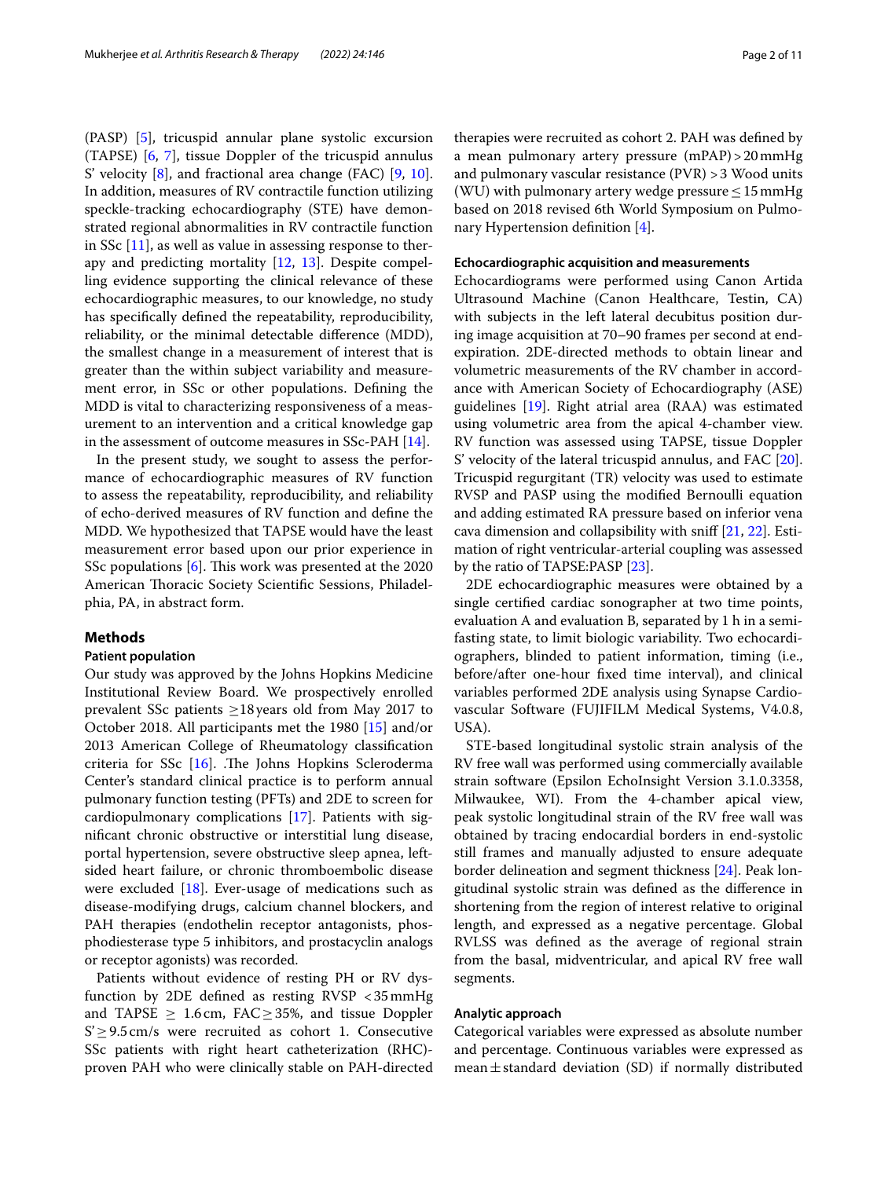(PASP) [5], tricuspid annular plane systolic excursion (TAPSE) [6, 7], tissue Doppler of the tricuspid annulus S' velocity [8], and fractional area change (FAC) [9, 10]. In addition, measures of RV contractile function utilizing speckle-tracking echocardiography (STE) have demonstrated regional abnormalities in RV contractile function in SSc [11], as well as value in assessing response to therapy and predicting mortality [12, 13]. Despite compelling evidence supporting the clinical relevance of these echocardiographic measures, to our knowledge, no study has specifically defined the repeatability, reproducibility, reliability, or the minimal detectable difference (MDD), the smallest change in a measurement of interest that is greater than the within subject variability and measurement error, in SSc or other populations. Defining the MDD is vital to characterizing responsiveness of a measurement to an intervention and a critical knowledge gap in the assessment of outcome measures in SSc-PAH [14].

In the present study, we sought to assess the performance of echocardiographic measures of RV function to assess the repeatability, reproducibility, and reliability of echo-derived measures of RV function and define the MDD. We hypothesized that TAPSE would have the least measurement error based upon our prior experience in SSc populations [6]. This work was presented at the 2020 American Thoracic Society Scientific Sessions, Philadelphia, PA, in abstract form.

## Methods

### Patient population

Our study was approved by the Johns Hopkins Medicine Institutional Review Board. We prospectively enrolled prevalent SSc patients ≥18 years old from May 2017 to October 2018. All participants met the 1980 [15] and/or 2013 American College of Rheumatology classification criteria for SSc [16]. .The Johns Hopkins Scleroderma Center's standard clinical practice is to perform annual pulmonary function testing (PFTs) and 2DE to screen for cardiopulmonary complications [17]. Patients with significant chronic obstructive or interstitial lung disease, portal hypertension, severe obstructive sleep apnea, left-sided heart failure, or chronic thromboembolic disease were excluded [18]. Ever-usage of medications such as disease-modifying drugs, calcium channel blockers, and PAH therapies (endothelin receptor antagonists, phosphodiesterase type 5 inhibitors, and prostacyclin analogs or receptor agonists) was recorded.

Patients without evidence of resting PH or RV dysfunction by 2DE defined as resting RVSP < 35 mmHg and TAPSE ≥ 1.6 cm, FAC ≥ 35%, and tissue Doppler S' ≥ 9.5 cm/s were recruited as cohort 1. Consecutive SSc patients with right heart catheterization (RHC)-proven PAH who were clinically stable on PAH-directed therapies were recruited as cohort 2. PAH was defined by a mean pulmonary artery pressure (mPAP) > 20 mmHg and pulmonary vascular resistance (PVR) > 3 Wood units (WU) with pulmonary artery wedge pressure ≤ 15 mmHg based on 2018 revised 6th World Symposium on Pulmonary Hypertension definition [4].

### Echocardiographic acquisition and measurements

Echocardiograms were performed using Canon Artida Ultrasound Machine (Canon Healthcare, Testin, CA) with subjects in the left lateral decubitus position during image acquisition at 70–90 frames per second at end-expiration. 2DE-directed methods to obtain linear and volumetric measurements of the RV chamber in accordance with American Society of Echocardiography (ASE) guidelines [19]. Right atrial area (RAA) was estimated using volumetric area from the apical 4-chamber view. RV function was assessed using TAPSE, tissue Doppler S' velocity of the lateral tricuspid annulus, and FAC [20]. Tricuspid regurgitant (TR) velocity was used to estimate RVSP and PASP using the modified Bernoulli equation and adding estimated RA pressure based on inferior vena cava dimension and collapsibility with sniff [21, 22]. Estimation of right ventricular-arterial coupling was assessed by the ratio of TAPSE:PASP [23].

2DE echocardiographic measures were obtained by a single certified cardiac sonographer at two time points, evaluation A and evaluation B, separated by 1 h in a semi-fasting state, to limit biologic variability. Two echocardiographers, blinded to patient information, timing (i.e., before/after one-hour fixed time interval), and clinical variables performed 2DE analysis using Synapse Cardiovascular Software (FUJIFILM Medical Systems, V4.0.8, USA).

STE-based longitudinal systolic strain analysis of the RV free wall was performed using commercially available strain software (Epsilon EchoInsight Version 3.1.0.3358, Milwaukee, WI). From the 4-chamber apical view, peak systolic longitudinal strain of the RV free wall was obtained by tracing endocardial borders in end-systolic still frames and manually adjusted to ensure adequate border delineation and segment thickness [24]. Peak longitudinal systolic strain was defined as the difference in shortening from the region of interest relative to original length, and expressed as a negative percentage. Global RVLSS was defined as the average of regional strain from the basal, midventricular, and apical RV free wall segments.

### Analytic approach

Categorical variables were expressed as absolute number and percentage. Continuous variables were expressed as mean ± standard deviation (SD) if normally distributed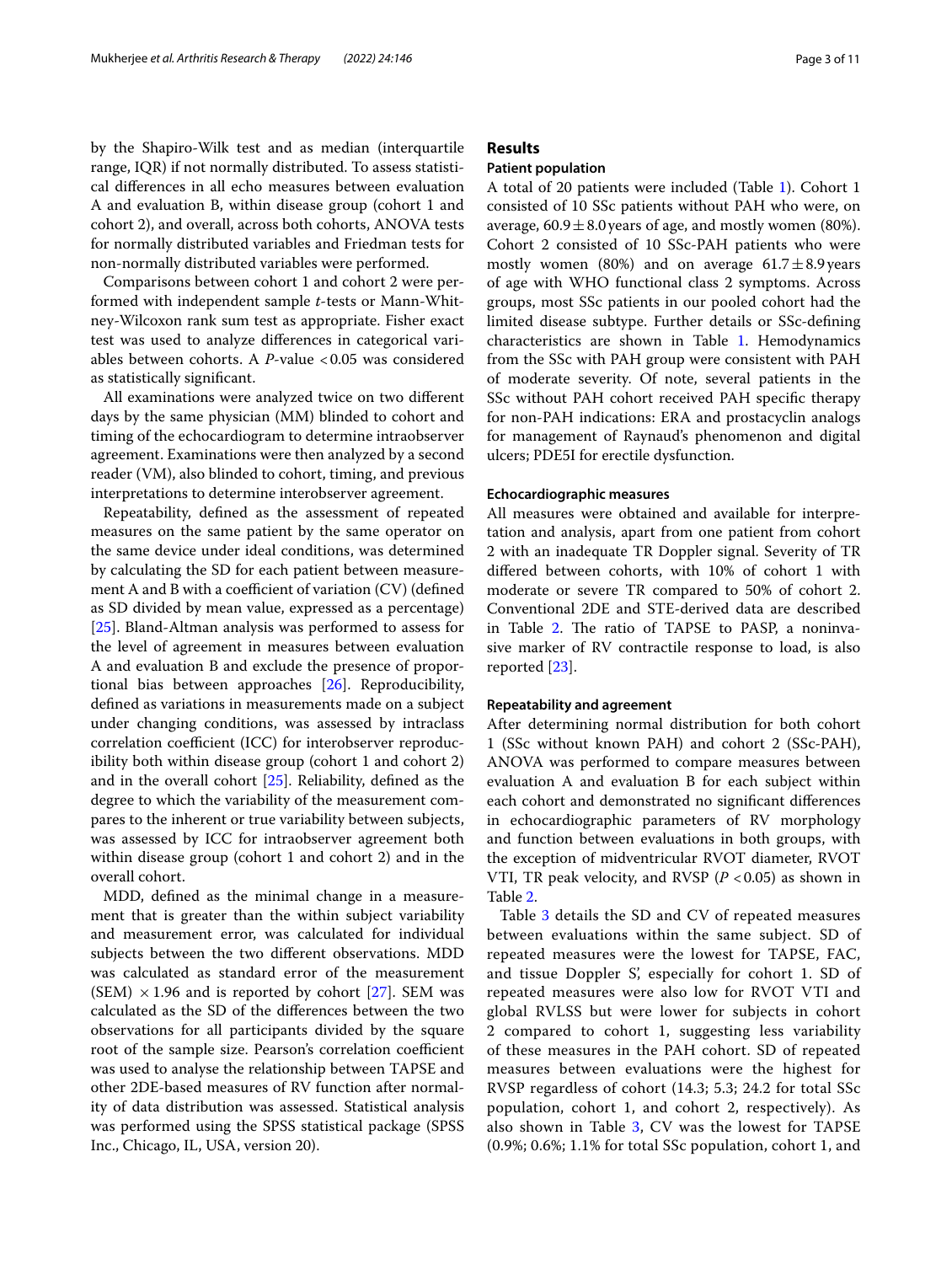by the Shapiro-Wilk test and as median (interquartile range, IQR) if not normally distributed. To assess statistical differences in all echo measures between evaluation A and evaluation B, within disease group (cohort 1 and cohort 2), and overall, across both cohorts, ANOVA tests for normally distributed variables and Friedman tests for non-normally distributed variables were performed.

Comparisons between cohort 1 and cohort 2 were performed with independent sample *t*-tests or Mann-Whitney-Wilcoxon rank sum test as appropriate. Fisher exact test was used to analyze differences in categorical variables between cohorts. A *P*-value $<0.05$ was considered as statistically significant.

All examinations were analyzed twice on two different days by the same physician (MM) blinded to cohort and timing of the echocardiogram to determine intraobserver agreement. Examinations were then analyzed by a second reader (VM), also blinded to cohort, timing, and previous interpretations to determine interobserver agreement.

Repeatability, defined as the assessment of repeated measures on the same patient by the same operator on the same device under ideal conditions, was determined by calculating the SD for each patient between measurement A and B with a coefficient of variation (CV) (defined as SD divided by mean value, expressed as a percentage) [25]. Bland-Altman analysis was performed to assess for the level of agreement in measures between evaluation A and evaluation B and exclude the presence of proportional bias between approaches [26]. Reproducibility, defined as variations in measurements made on a subject under changing conditions, was assessed by intraclass correlation coefficient (ICC) for interobserver reproducibility both within disease group (cohort 1 and cohort 2) and in the overall cohort [25]. Reliability, defined as the degree to which the variability of the measurement compares to the inherent or true variability between subjects, was assessed by ICC for intraobserver agreement both within disease group (cohort 1 and cohort 2) and in the overall cohort.

MDD, defined as the minimal change in a measurement that is greater than the within subject variability and measurement error, was calculated for individual subjects between the two different observations. MDD was calculated as standard error of the measurement (SEM) $\times 1.96$ and is reported by cohort [27]. SEM was calculated as the SD of the differences between the two observations for all participants divided by the square root of the sample size. Pearson's correlation coefficient was used to analyse the relationship between TAPSE and other 2DE-based measures of RV function after normality of data distribution was assessed. Statistical analysis was performed using the SPSS statistical package (SPSS Inc., Chicago, IL, USA, version 20).

## Results

### Patient population

A total of 20 patients were included (Table 1). Cohort 1 consisted of 10 SSc patients without PAH who were, on average, $60.9 \pm 8.0$ years of age, and mostly women (80%). Cohort 2 consisted of 10 SSc-PAH patients who were mostly women (80%) and on average $61.7 \pm 8.9$ years of age with WHO functional class 2 symptoms. Across groups, most SSc patients in our pooled cohort had the limited disease subtype. Further details or SSc-defining characteristics are shown in Table 1. Hemodynamics from the SSc with PAH group were consistent with PAH of moderate severity. Of note, several patients in the SSc without PAH cohort received PAH specific therapy for non-PAH indications: ERA and prostacyclin analogs for management of Raynaud's phenomenon and digital ulcers; PDE5I for erectile dysfunction.

### Echocardiographic measures

All measures were obtained and available for interpretation and analysis, apart from one patient from cohort 2 with an inadequate TR Doppler signal. Severity of TR differed between cohorts, with 10% of cohort 1 with moderate or severe TR compared to 50% of cohort 2. Conventional 2DE and STE-derived data are described in Table 2. The ratio of TAPSE to PASP, a noninvasive marker of RV contractile response to load, is also reported [23].

### Repeatability and agreement

After determining normal distribution for both cohort 1 (SSc without known PAH) and cohort 2 (SSc-PAH), ANOVA was performed to compare measures between evaluation A and evaluation B for each subject within each cohort and demonstrated no significant differences in echocardiographic parameters of RV morphology and function between evaluations in both groups, with the exception of midventricular RVOT diameter, RVOT VTI, TR peak velocity, and RVSP ($P<0.05$) as shown in Table 2.

Table 3 details the SD and CV of repeated measures between evaluations within the same subject. SD of repeated measures were the lowest for TAPSE, FAC, and tissue Doppler S', especially for cohort 1. SD of repeated measures were also low for RVOT VTI and global RVLSS but were lower for subjects in cohort 2 compared to cohort 1, suggesting less variability of these measures in the PAH cohort. SD of repeated measures between evaluations were the highest for RVSP regardless of cohort (14.3; 5.3; 24.2 for total SSc population, cohort 1, and cohort 2, respectively). As also shown in Table 3, CV was the lowest for TAPSE (0.9%; 0.6%; 1.1% for total SSc population, cohort 1, and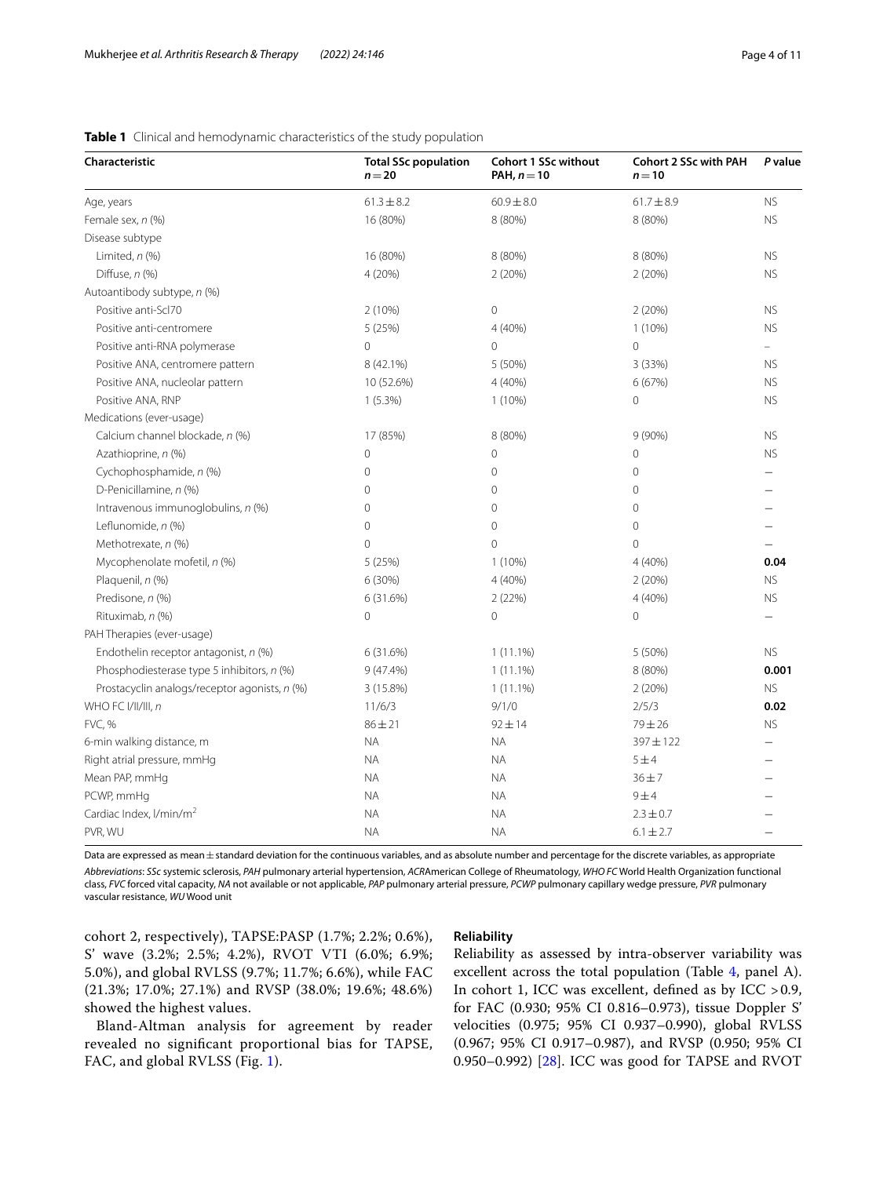**Table 1** Clinical and hemodynamic characteristics of the study population

| Characteristic | Total SSc population $n=20$ | Cohort 1 SSc without PAH, $n=10$ | Cohort 2 SSc with PAH $n=10$ | P value |
|---|---|---|---|---|
| Age, years | 61.3 ± 8.2 | 60.9 ± 8.0 | 61.7 ± 8.9 | NS |
| Female sex, n (%) | 16 (80%) | 8 (80%) | 8 (80%) | NS |
| Disease subtype | | | | |
| Limited, n (%) | 16 (80%) | 8 (80%) | 8 (80%) | NS |
| Diffuse, n (%) | 4 (20%) | 2 (20%) | 2 (20%) | NS |
| Autoantibody subtype, n (%) | | | | |
| Positive anti-Scl70 | 2 (10%) | 0 | 2 (20%) | NS |
| Positive anti-centromere | 5 (25%) | 4 (40%) | 1 (10%) | NS |
| Positive anti-RNA polymerase | 0 | 0 | 0 | – |
| Positive ANA, centromere pattern | 8 (42.1%) | 5 (50%) | 3 (33%) | NS |
| Positive ANA, nucleolar pattern | 10 (52.6%) | 4 (40%) | 6 (67%) | NS |
| Positive ANA, RNP | 1 (5.3%) | 1 (10%) | 0 | NS |
| Medications (ever-usage) | | | | |
| Calcium channel blockade, n (%) | 17 (85%) | 8 (80%) | 9 (90%) | NS |
| Azathioprine, n (%) | 0 | 0 | 0 | NS |
| Cychophosphamide, n (%) | 0 | 0 | 0 | – |
| D-Penicillamine, n (%) | 0 | 0 | 0 | – |
| Intravenous immunoglobulins, n (%) | 0 | 0 | 0 | – |
| Leflunomide, n (%) | 0 | 0 | 0 | – |
| Methotrexate, n (%) | 0 | 0 | 0 | – |
| Mycophenolate mofetil, n (%) | 5 (25%) | 1 (10%) | 4 (40%) | **0.04** |
| Plaquenil, n (%) | 6 (30%) | 4 (40%) | 2 (20%) | NS |
| Predisone, n (%) | 6 (31.6%) | 2 (22%) | 4 (40%) | NS |
| Rituximab, n (%) | 0 | 0 | 0 | – |
| PAH Therapies (ever-usage) | | | | |
| Endothelin receptor antagonist, n (%) | 6 (31.6%) | 1 (11.1%) | 5 (50%) | NS |
| Phosphodiesterase type 5 inhibitors, n (%) | 9 (47.4%) | 1 (11.1%) | 8 (80%) | **0.001** |
| Prostacyclin analogs/receptor agonists, n (%) | 3 (15.8%) | 1 (11.1%) | 2 (20%) | NS |
| WHO FC I/II/III, n | 11/6/3 | 9/1/0 | 2/5/3 | **0.02** |
| FVC, % | 86 ± 21 | 92 ± 14 | 79 ± 26 | NS |
| 6-min walking distance, m | NA | NA | 397 ± 122 | – |
| Right atrial pressure, mmHg | NA | NA | 5 ± 4 | – |
| Mean PAP, mmHg | NA | NA | 36 ± 7 | – |
| PCWP, mmHg | NA | NA | 9 ± 4 | – |
| Cardiac Index, l/min/m$^2$ | NA | NA | 2.3 ± 0.7 | – |
| PVR, WU | NA | NA | 6.1 ± 2.7 | – |

Data are expressed as mean ± standard deviation for the continuous variables, and as absolute number and percentage for the discrete variables, as appropriate

*Abbreviations*: *SSc* systemic sclerosis, *PAH* pulmonary arterial hypertension, *ACR* American College of Rheumatology, *WHO FC* World Health Organization functional class, *FVC* forced vital capacity, *NA* not available or not applicable, *PAP* pulmonary arterial pressure, *PCWP* pulmonary capillary wedge pressure, *PVR* pulmonary vascular resistance, *WU* Wood unit

cohort 2, respectively), TAPSE:PASP (1.7%; 2.2%; 0.6%), S' wave (3.2%; 2.5%; 4.2%), RVOT VTI (6.0%; 6.9%; 5.0%), and global RVLSS (9.7%; 11.7%; 6.6%), while FAC (21.3%; 17.0%; 27.1%) and RVSP (38.0%; 19.6%; 48.6%) showed the highest values.

Bland-Altman analysis for agreement by reader revealed no significant proportional bias for TAPSE, FAC, and global RVLSS (Fig. 1).

## Reliability

Reliability as assessed by intra-observer variability was excellent across the total population (Table 4, panel A). In cohort 1, ICC was excellent, defined as by ICC >0.9, for FAC (0.930; 95% CI 0.816–0.973), tissue Doppler S' velocities (0.975; 95% CI 0.937–0.990), global RVLSS (0.967; 95% CI 0.917–0.987), and RVSP (0.950; 95% CI 0.950–0.992) [28]. ICC was good for TAPSE and RVOT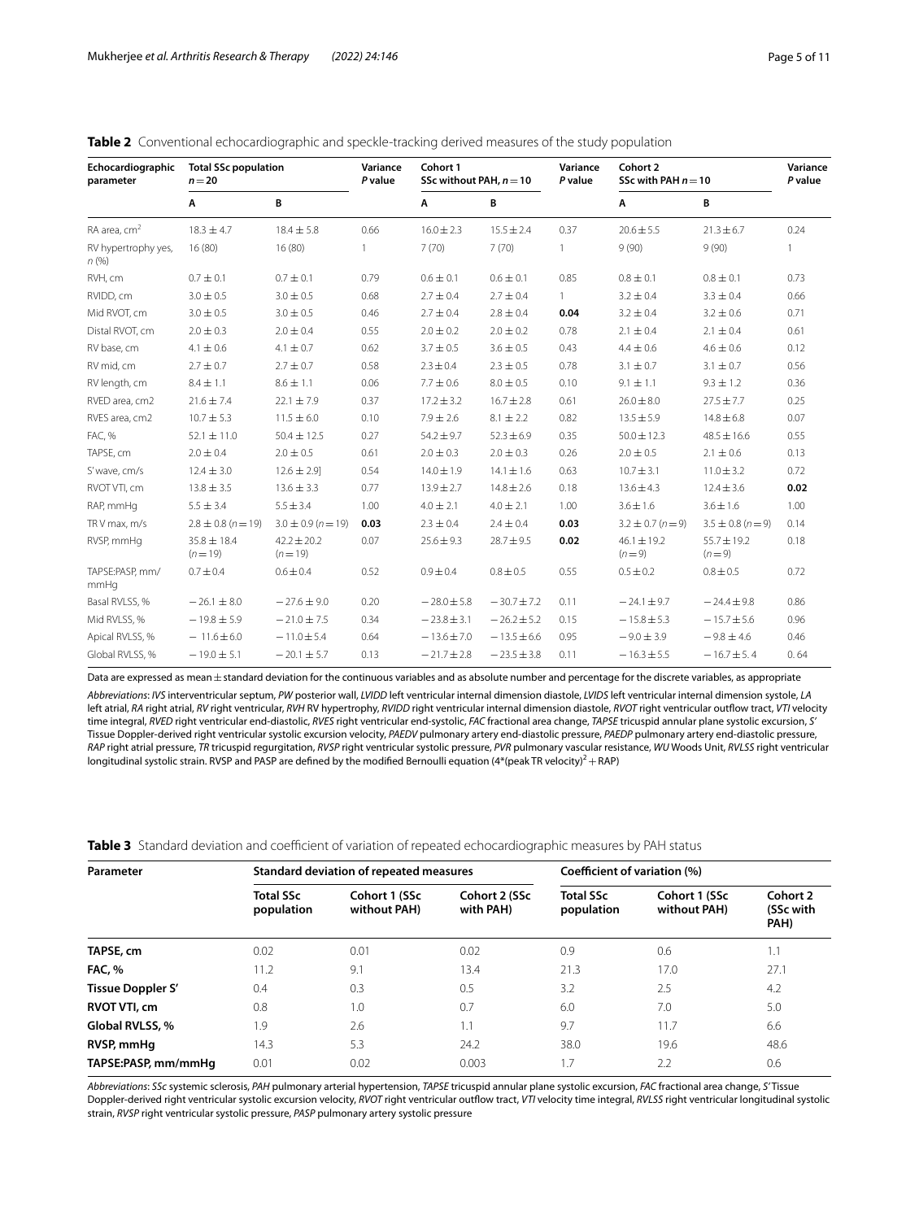**Table 2** Conventional echocardiographic and speckle-tracking derived measures of the study population

| Echocardiographic parameter | Total SSc population $n = 20$ | | Variance *P* value | Cohort 1 SSc without PAH, $n = 10$ | | Variance *P* value | Cohort 2 SSc with PAH $n = 10$ | | Variance *P* value |
|---|---|---|---|---|---|---|---|---|---|
| | A | B | | A | B | | A | B | |
| RA area, cm$^2$ | 18.3 ± 4.7 | 18.4 ± 5.8 | 0.66 | 16.0 ± 2.3 | 15.5 ± 2.4 | 0.37 | 20.6 ± 5.5 | 21.3 ± 6.7 | 0.24 |
| RV hypertrophy yes, *n* (%) | 16 (80) | 16 (80) | 1 | 7 (70) | 7 (70) | 1 | 9 (90) | 9 (90) | 1 |
| RVH, cm | 0.7 ± 0.1 | 0.7 ± 0.1 | 0.79 | 0.6 ± 0.1 | 0.6 ± 0.1 | 0.85 | 0.8 ± 0.1 | 0.8 ± 0.1 | 0.73 |
| RVIDD, cm | 3.0 ± 0.5 | 3.0 ± 0.5 | 0.68 | 2.7 ± 0.4 | 2.7 ± 0.4 | 1 | 3.2 ± 0.4 | 3.3 ± 0.4 | 0.66 |
| Mid RVOT, cm | 3.0 ± 0.5 | 3.0 ± 0.5 | 0.46 | 2.7 ± 0.4 | 2.8 ± 0.4 | **0.04** | 3.2 ± 0.4 | 3.2 ± 0.6 | 0.71 |
| Distal RVOT, cm | 2.0 ± 0.3 | 2.0 ± 0.4 | 0.55 | 2.0 ± 0.2 | 2.0 ± 0.2 | 0.78 | 2.1 ± 0.4 | 2.1 ± 0.4 | 0.61 |
| RV base, cm | 4.1 ± 0.6 | 4.1 ± 0.7 | 0.62 | 3.7 ± 0.5 | 3.6 ± 0.5 | 0.43 | 4.4 ± 0.6 | 4.6 ± 0.6 | 0.12 |
| RV mid, cm | 2.7 ± 0.7 | 2.7 ± 0.7 | 0.58 | 2.3 ± 0.4 | 2.3 ± 0.5 | 0.78 | 3.1 ± 0.7 | 3.1 ± 0.7 | 0.56 |
| RV length, cm | 8.4 ± 1.1 | 8.6 ± 1.1 | 0.06 | 7.7 ± 0.6 | 8.0 ± 0.5 | 0.10 | 9.1 ± 1.1 | 9.3 ± 1.2 | 0.36 |
| RVED area, cm2 | 21.6 ± 7.4 | 22.1 ± 7.9 | 0.37 | 17.2 ± 3.2 | 16.7 ± 2.8 | 0.61 | 26.0 ± 8.0 | 27.5 ± 7.7 | 0.25 |
| RVES area, cm2 | 10.7 ± 5.3 | 11.5 ± 6.0 | 0.10 | 7.9 ± 2.6 | 8.1 ± 2.2 | 0.82 | 13.5 ± 5.9 | 14.8 ± 6.8 | 0.07 |
| FAC, % | 52.1 ± 11.0 | 50.4 ± 12.5 | 0.27 | 54.2 ± 9.7 | 52.3 ± 6.9 | 0.35 | 50.0 ± 12.3 | 48.5 ± 16.6 | 0.55 |
| TAPSE, cm | 2.0 ± 0.4 | 2.0 ± 0.5 | 0.61 | 2.0 ± 0.3 | 2.0 ± 0.3 | 0.26 | 2.0 ± 0.5 | 2.1 ± 0.6 | 0.13 |
| S' wave, cm/s | 12.4 ± 3.0 | 12.6 ± 2.9] | 0.54 | 14.0 ± 1.9 | 14.1 ± 1.6 | 0.63 | 10.7 ± 3.1 | 11.0 ± 3.2 | 0.72 |
| RVOT VTI, cm | 13.8 ± 3.5 | 13.6 ± 3.3 | 0.77 | 13.9 ± 2.7 | 14.8 ± 2.6 | 0.18 | 13.6 ± 4.3 | 12.4 ± 3.6 | **0.02** |
| RAP, mmHg | 5.5 ± 3.4 | 5.5 ± 3.4 | 1.00 | 4.0 ± 2.1 | 4.0 ± 2.1 | 1.00 | 3.6 ± 1.6 | 3.6 ± 1.6 | 1.00 |
| TR V max, m/s | 2.8 ± 0.8 ($n = 19$) | 3.0 ± 0.9 ($n = 19$) | **0.03** | 2.3 ± 0.4 | 2.4 ± 0.4 | **0.03** | 3.2 ± 0.7 ($n = 9$) | 3.5 ± 0.8 ($n = 9$) | 0.14 |
| RVSP, mmHg | 35.8 ± 18.4 ($n = 19$) | 42.2 ± 20.2 ($n = 19$) | 0.07 | 25.6 ± 9.3 | 28.7 ± 9.5 | **0.02** | 46.1 ± 19.2 ($n = 9$) | 55.7 ± 19.2 ($n = 9$) | 0.18 |
| TAPSE:PASP, mm/mmHg | 0.7 ± 0.4 | 0.6 ± 0.4 | 0.52 | 0.9 ± 0.4 | 0.8 ± 0.5 | 0.55 | 0.5 ± 0.2 | 0.8 ± 0.5 | 0.72 |
| Basal RVLSS, % | −26.1 ± 8.0 | −27.6 ± 9.0 | 0.20 | −28.0 ± 5.8 | −30.7 ± 7.2 | 0.11 | −24.1 ± 9.7 | −24.4 ± 9.8 | 0.86 |
| Mid RVLSS, % | −19.8 ± 5.9 | −21.0 ± 7.5 | 0.34 | −23.8 ± 3.1 | −26.2 ± 5.2 | 0.15 | −15.8 ± 5.3 | −15.7 ± 5.6 | 0.96 |
| Apical RVLSS, % | −11.6 ± 6.0 | −11.0 ± 5.4 | 0.64 | −13.6 ± 7.0 | −13.5 ± 6.6 | 0.95 | −9.0 ± 3.9 | −9.8 ± 4.6 | 0.46 |
| Global RVLSS, % | −19.0 ± 5.1 | −20.1 ± 5.7 | 0.13 | −21.7 ± 2.8 | −23.5 ± 3.8 | 0.11 | −16.3 ± 5.5 | −16.7 ± 5. 4 | 0. 64 |

Data are expressed as mean ± standard deviation for the continuous variables and as absolute number and percentage for the discrete variables, as appropriate

*Abbreviations*: *IVS* interventricular septum, *PW* posterior wall, *LVIDD* left ventricular internal dimension diastole, *LVIDS* left ventricular internal dimension systole, *LA* left atrial, *RA* right atrial, *RV* right ventricular, *RVH* RV hypertrophy, *RVIDD* right ventricular internal dimension diastole, *RVOT* right ventricular outflow tract, *VTI* velocity time integral, *RVED* right ventricular end-diastolic, *RVES* right ventricular end-systolic, *FAC* fractional area change, *TAPSE* tricuspid annular plane systolic excursion, *S'* Tissue Doppler-derived right ventricular systolic excursion velocity, *PAEDV* pulmonary artery end-diastolic pressure, *PAEDP* pulmonary artery end-diastolic pressure, *RAP* right atrial pressure, *TR* tricuspid regurgitation, *RVSP* right ventricular systolic pressure, *PVR* pulmonary vascular resistance, *WU* Woods Unit, *RVLSS* right ventricular longitudinal systolic strain. RVSP and PASP are defined by the modified Bernoulli equation (4*(peak TR velocity)$^2$ + RAP)

**Table 3** Standard deviation and coefficient of variation of repeated echocardiographic measures by PAH status

| Parameter | Standard deviation of repeated measures | | | Coefficient of variation (%) | | |
|---|---|---|---|---|---|---|
| | Total SSc population | Cohort 1 (SSc without PAH) | Cohort 2 (SSc with PAH) | Total SSc population | Cohort 1 (SSc without PAH) | Cohort 2 (SSc with PAH) |
| **TAPSE, cm** | 0.02 | 0.01 | 0.02 | 0.9 | 0.6 | 1.1 |
| **FAC, %** | 11.2 | 9.1 | 13.4 | 21.3 | 17.0 | 27.1 |
| **Tissue Doppler S'** | 0.4 | 0.3 | 0.5 | 3.2 | 2.5 | 4.2 |
| **RVOT VTI, cm** | 0.8 | 1.0 | 0.7 | 6.0 | 7.0 | 5.0 |
| **Global RVLSS, %** | 1.9 | 2.6 | 1.1 | 9.7 | 11.7 | 6.6 |
| **RVSP, mmHg** | 14.3 | 5.3 | 24.2 | 38.0 | 19.6 | 48.6 |
| **TAPSE:PASP, mm/mmHg** | 0.01 | 0.02 | 0.003 | 1.7 | 2.2 | 0.6 |

*Abbreviations*: *SSc* systemic sclerosis, *PAH* pulmonary arterial hypertension, *TAPSE* tricuspid annular plane systolic excursion, *FAC* fractional area change, *S'* Tissue Doppler-derived right ventricular systolic excursion velocity, *RVOT* right ventricular outflow tract, *VTI* velocity time integral, *RVLSS* right ventricular longitudinal systolic strain, *RVSP* right ventricular systolic pressure, *PASP* pulmonary artery systolic pressure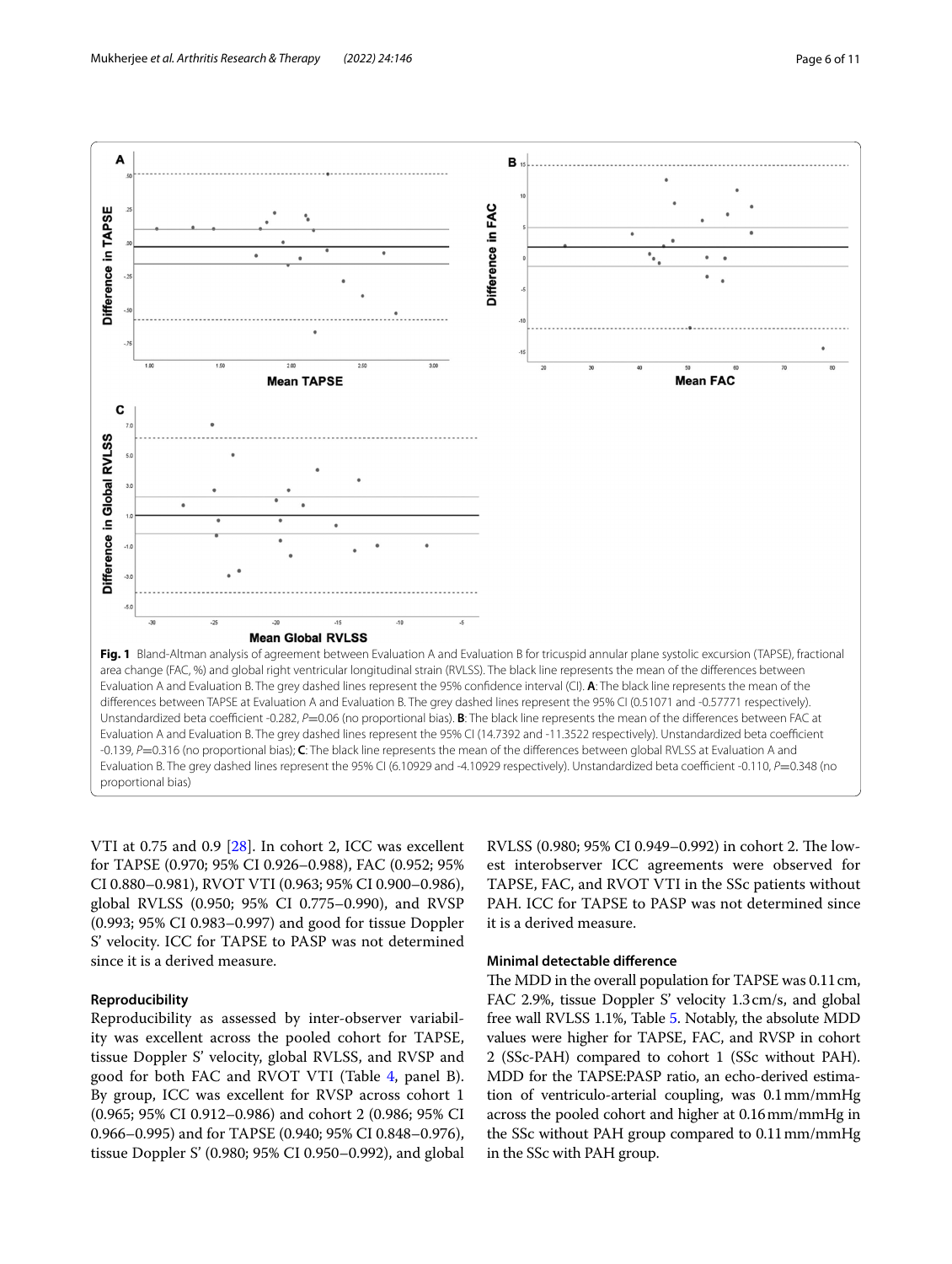**Fig. 1** Bland-Altman analysis of agreement between Evaluation A and Evaluation B for tricuspid annular plane systolic excursion (TAPSE), fractional area change (FAC, %) and global right ventricular longitudinal strain (RVLSS). The black line represents the mean of the differences between Evaluation A and Evaluation B. The grey dashed lines represent the 95% confidence interval (CI). **A**: The black line represents the mean of the differences between TAPSE at Evaluation A and Evaluation B. The grey dashed lines represent the 95% CI (0.51071 and -0.57771 respectively). Unstandardized beta coefficient -0.282, *P*=0.06 (no proportional bias). **B**: The black line represents the mean of the differences between FAC at Evaluation A and Evaluation B. The grey dashed lines represent the 95% CI (14.7392 and -11.3522 respectively). Unstandardized beta coefficient -0.139, *P*=0.316 (no proportional bias); **C**: The black line represents the mean of the differences between global RVLSS at Evaluation A and Evaluation B. The grey dashed lines represent the 95% CI (6.10929 and -4.10929 respectively). Unstandardized beta coefficient -0.110, *P*=0.348 (no proportional bias)

VTI at 0.75 and 0.9 [28]. In cohort 2, ICC was excellent for TAPSE (0.970; 95% CI 0.926–0.988), FAC (0.952; 95% CI 0.880–0.981), RVOT VTI (0.963; 95% CI 0.900–0.986), global RVLSS (0.950; 95% CI 0.775–0.990), and RVSP (0.993; 95% CI 0.983–0.997) and good for tissue Doppler S' velocity. ICC for TAPSE to PASP was not determined since it is a derived measure.

### Reproducibility

Reproducibility as assessed by inter-observer variability was excellent across the pooled cohort for TAPSE, tissue Doppler S' velocity, global RVLSS, and RVSP and good for both FAC and RVOT VTI (Table 4, panel B). By group, ICC was excellent for RVSP across cohort 1 (0.965; 95% CI 0.912–0.986) and cohort 2 (0.986; 95% CI 0.966–0.995) and for TAPSE (0.940; 95% CI 0.848–0.976), tissue Doppler S' (0.980; 95% CI 0.950–0.992), and global RVLSS (0.980; 95% CI 0.949–0.992) in cohort 2. The lowest interobserver ICC agreements were observed for TAPSE, FAC, and RVOT VTI in the SSc patients without PAH. ICC for TAPSE to PASP was not determined since it is a derived measure.

### Minimal detectable difference

The MDD in the overall population for TAPSE was 0.11 cm, FAC 2.9%, tissue Doppler S' velocity 1.3 cm/s, and global free wall RVLSS 1.1%, Table 5. Notably, the absolute MDD values were higher for TAPSE, FAC, and RVSP in cohort 2 (SSc-PAH) compared to cohort 1 (SSc without PAH). MDD for the TAPSE:PASP ratio, an echo-derived estimation of ventriculo-arterial coupling, was 0.1 mm/mmHg across the pooled cohort and higher at 0.16 mm/mmHg in the SSc without PAH group compared to 0.11 mm/mmHg in the SSc with PAH group.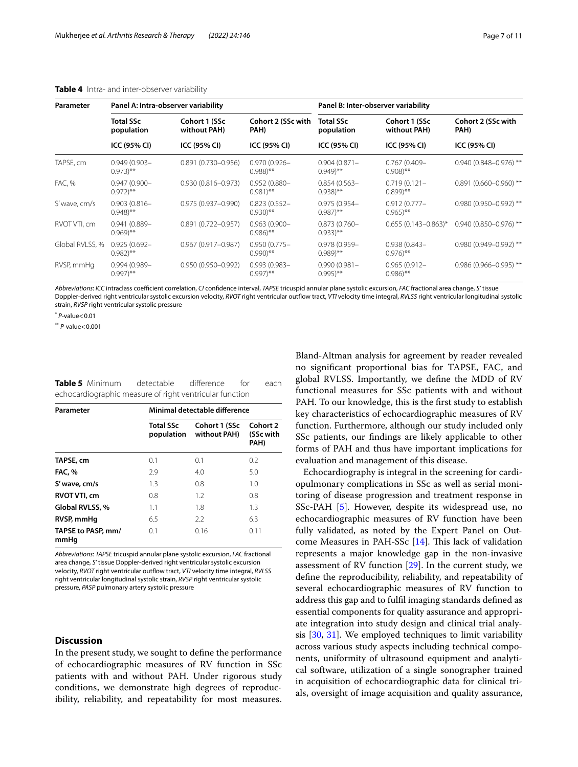**Table 4** Intra- and inter-observer variability

| Parameter | Panel A: Intra-observer variability | | | Panel B: Inter-observer variability | | |
|---|---|---|---|---|---|---|
| | Total SSc population | Cohort 1 (SSc without PAH) | Cohort 2 (SSc with PAH) | Total SSc population | Cohort 1 (SSc without PAH) | Cohort 2 (SSc with PAH) |
| | ICC (95% CI) | ICC (95% CI) | ICC (95% CI) | ICC (95% CI) | ICC (95% CI) | ICC (95% CI) |
| TAPSE, cm | 0.949 (0.903–0.973)** | 0.891 (0.730–0.956) | 0.970 (0.926–0.988)** | 0.904 (0.871–0.949)** | 0.767 (0.409–0.908)** | 0.940 (0.848–0.976) ** |
| FAC, % | 0.947 (0.900–0.972)** | 0.930 (0.816–0.973) | 0.952 (0.880–0.981)** | 0.854 (0.563–0.938)** | 0.719 (0.121–0.899)** | 0.891 (0.660–0.960) ** |
| S' wave, cm/s | 0.903 (0.816–0.948)** | 0.975 (0.937–0.990) | 0.823 (0.552–0.930)** | 0.975 (0.954–0.987)** | 0.912 (0.777–0.965)** | 0.980 (0.950–0.992) ** |
| RVOT VTI, cm | 0.941 (0.889–0.969)** | 0.891 (0.722–0.957) | 0.963 (0.900–0.986)** | 0.873 (0.760–0.933)** | 0.655 (0.143–0.863)* | 0.940 (0.850–0.976) ** |
| Global RVLSS, % | 0.925 (0.692–0.982)** | 0.967 (0.917–0.987) | 0.950 (0.775–0.990)** | 0.978 (0.959–0.989)** | 0.938 (0.843–0.976)** | 0.980 (0.949–0.992) ** |
| RVSP, mmHg | 0.994 (0.989–0.997)** | 0.950 (0.950–0.992) | 0.993 (0.983–0.997)** | 0.990 (0.981–0.995)** | 0.965 (0.912–0.986)** | 0.986 (0.966–0.995) ** |

*Abbreviations*: *ICC* intraclass coefficient correlation, *CI* confidence interval, *TAPSE* tricuspid annular plane systolic excursion, *FAC* fractional area change, *S'* tissue Doppler-derived right ventricular systolic excursion velocity, *RVOT* right ventricular outflow tract, *VTI* velocity time integral, *RVLSS* right ventricular longitudinal systolic strain, *RVSP* right ventricular systolic pressure

* *P*-value < 0.01

** *P*-value < 0.001

**Table 5** Minimum detectable difference for each echocardiographic measure of right ventricular function

| Parameter | Minimal detectable difference | | |
|---|---|---|---|
| | Total SSc population | Cohort 1 (SSc without PAH) | Cohort 2 (SSc with PAH) |
| **TAPSE, cm** | 0.1 | 0.1 | 0.2 |
| **FAC, %** | 2.9 | 4.0 | 5.0 |
| **S' wave, cm/s** | 1.3 | 0.8 | 1.0 |
| **RVOT VTI, cm** | 0.8 | 1.2 | 0.8 |
| **Global RVLSS, %** | 1.1 | 1.8 | 1.3 |
| **RVSP, mmHg** | 6.5 | 2.2 | 6.3 |
| **TAPSE to PASP, mm/mmHg** | 0.1 | 0.16 | 0.11 |

*Abbreviations*: *TAPSE* tricuspid annular plane systolic excursion, *FAC* fractional area change, *S'* tissue Doppler-derived right ventricular systolic excursion velocity, *RVOT* right ventricular outflow tract, *VTI* velocity time integral, *RVLSS* right ventricular longitudinal systolic strain, *RVSP* right ventricular systolic pressure, *PASP* pulmonary artery systolic pressure

## Discussion

In the present study, we sought to define the performance of echocardiographic measures of RV function in SSc patients with and without PAH. Under rigorous study conditions, we demonstrate high degrees of reproducibility, reliability, and repeatability for most measures. Bland-Altman analysis for agreement by reader revealed no significant proportional bias for TAPSE, FAC, and global RVLSS. Importantly, we define the MDD of RV functional measures for SSc patients with and without PAH. To our knowledge, this is the first study to establish key characteristics of echocardiographic measures of RV function. Furthermore, although our study included only SSc patients, our findings are likely applicable to other forms of PAH and thus have important implications for evaluation and management of this disease.

Echocardiography is integral in the screening for cardiopulmonary complications in SSc as well as serial monitoring of disease progression and treatment response in SSc-PAH [5]. However, despite its widespread use, no echocardiographic measures of RV function have been fully validated, as noted by the Expert Panel on Outcome Measures in PAH-SSc [14]. This lack of validation represents a major knowledge gap in the non-invasive assessment of RV function [29]. In the current study, we define the reproducibility, reliability, and repeatability of several echocardiographic measures of RV function to address this gap and to fulfil imaging standards defined as essential components for quality assurance and appropriate integration into study design and clinical trial analysis [30, 31]. We employed techniques to limit variability across various study aspects including technical components, uniformity of ultrasound equipment and analytical software, utilization of a single sonographer trained in acquisition of echocardiographic data for clinical trials, oversight of image acquisition and quality assurance,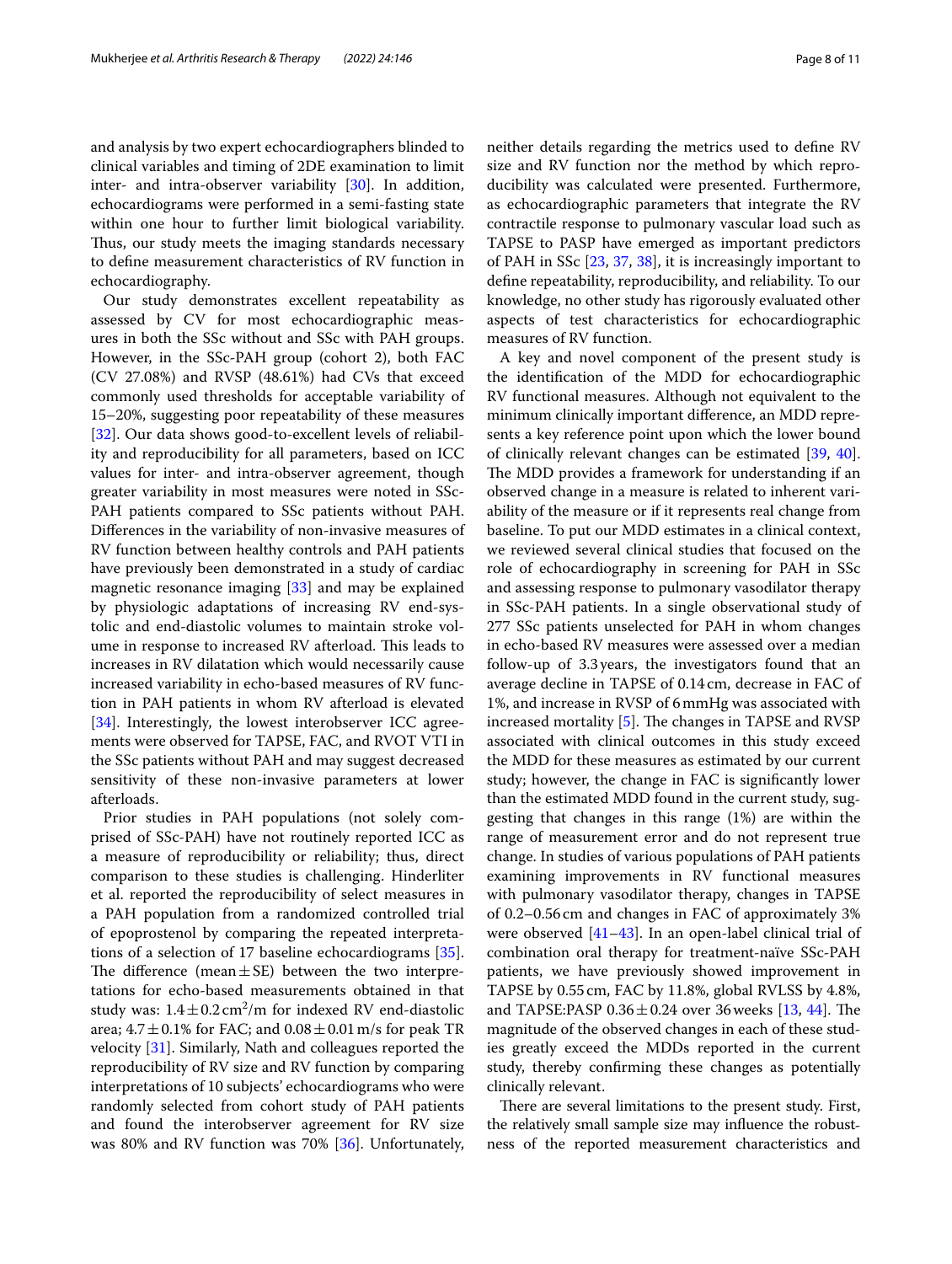and analysis by two expert echocardiographers blinded to clinical variables and timing of 2DE examination to limit inter- and intra-observer variability [30]. In addition, echocardiograms were performed in a semi-fasting state within one hour to further limit biological variability. Thus, our study meets the imaging standards necessary to define measurement characteristics of RV function in echocardiography.

Our study demonstrates excellent repeatability as assessed by CV for most echocardiographic measures in both the SSc without and SSc with PAH groups. However, in the SSc-PAH group (cohort 2), both FAC (CV 27.08%) and RVSP (48.61%) had CVs that exceed commonly used thresholds for acceptable variability of 15–20%, suggesting poor repeatability of these measures [32]. Our data shows good-to-excellent levels of reliability and reproducibility for all parameters, based on ICC values for inter- and intra-observer agreement, though greater variability in most measures were noted in SSc-PAH patients compared to SSc patients without PAH. Differences in the variability of non-invasive measures of RV function between healthy controls and PAH patients have previously been demonstrated in a study of cardiac magnetic resonance imaging [33] and may be explained by physiologic adaptations of increasing RV end-systolic and end-diastolic volumes to maintain stroke volume in response to increased RV afterload. This leads to increases in RV dilatation which would necessarily cause increased variability in echo-based measures of RV function in PAH patients in whom RV afterload is elevated [34]. Interestingly, the lowest interobserver ICC agreements were observed for TAPSE, FAC, and RVOT VTI in the SSc patients without PAH and may suggest decreased sensitivity of these non-invasive parameters at lower afterloads.

Prior studies in PAH populations (not solely comprised of SSc-PAH) have not routinely reported ICC as a measure of reproducibility or reliability; thus, direct comparison to these studies is challenging. Hinderliter et al. reported the reproducibility of select measures in a PAH population from a randomized controlled trial of epoprostenol by comparing the repeated interpretations of a selection of 17 baseline echocardiograms [35]. The difference (mean ± SE) between the two interpretations for echo-based measurements obtained in that study was: $1.4 \pm 0.2\,\text{cm}^2$/m for indexed RV end-diastolic area; $4.7 \pm 0.1$% for FAC; and $0.08 \pm 0.01$ m/s for peak TR velocity [31]. Similarly, Nath and colleagues reported the reproducibility of RV size and RV function by comparing interpretations of 10 subjects' echocardiograms who were randomly selected from cohort study of PAH patients and found the interobserver agreement for RV size was 80% and RV function was 70% [36]. Unfortunately, neither details regarding the metrics used to define RV size and RV function nor the method by which reproducibility was calculated were presented. Furthermore, as echocardiographic parameters that integrate the RV contractile response to pulmonary vascular load such as TAPSE to PASP have emerged as important predictors of PAH in SSc [23, 37, 38], it is increasingly important to define repeatability, reproducibility, and reliability. To our knowledge, no other study has rigorously evaluated other aspects of test characteristics for echocardiographic measures of RV function.

A key and novel component of the present study is the identification of the MDD for echocardiographic RV functional measures. Although not equivalent to the minimum clinically important difference, an MDD represents a key reference point upon which the lower bound of clinically relevant changes can be estimated [39, 40]. The MDD provides a framework for understanding if an observed change in a measure is related to inherent variability of the measure or if it represents real change from baseline. To put our MDD estimates in a clinical context, we reviewed several clinical studies that focused on the role of echocardiography in screening for PAH in SSc and assessing response to pulmonary vasodilator therapy in SSc-PAH patients. In a single observational study of 277 SSc patients unselected for PAH in whom changes in echo-based RV measures were assessed over a median follow-up of 3.3 years, the investigators found that an average decline in TAPSE of 0.14 cm, decrease in FAC of 1%, and increase in RVSP of 6 mmHg was associated with increased mortality [5]. The changes in TAPSE and RVSP associated with clinical outcomes in this study exceed the MDD for these measures as estimated by our current study; however, the change in FAC is significantly lower than the estimated MDD found in the current study, suggesting that changes in this range (1%) are within the range of measurement error and do not represent true change. In studies of various populations of PAH patients examining improvements in RV functional measures with pulmonary vasodilator therapy, changes in TAPSE of 0.2–0.56 cm and changes in FAC of approximately 3% were observed [41–43]. In an open-label clinical trial of combination oral therapy for treatment-naïve SSc-PAH patients, we have previously showed improvement in TAPSE by 0.55 cm, FAC by 11.8%, global RVLSS by 4.8%, and TAPSE:PASP $0.36 \pm 0.24$ over 36 weeks [13, 44]. The magnitude of the observed changes in each of these studies greatly exceed the MDDs reported in the current study, thereby confirming these changes as potentially clinically relevant.

There are several limitations to the present study. First, the relatively small sample size may influence the robustness of the reported measurement characteristics and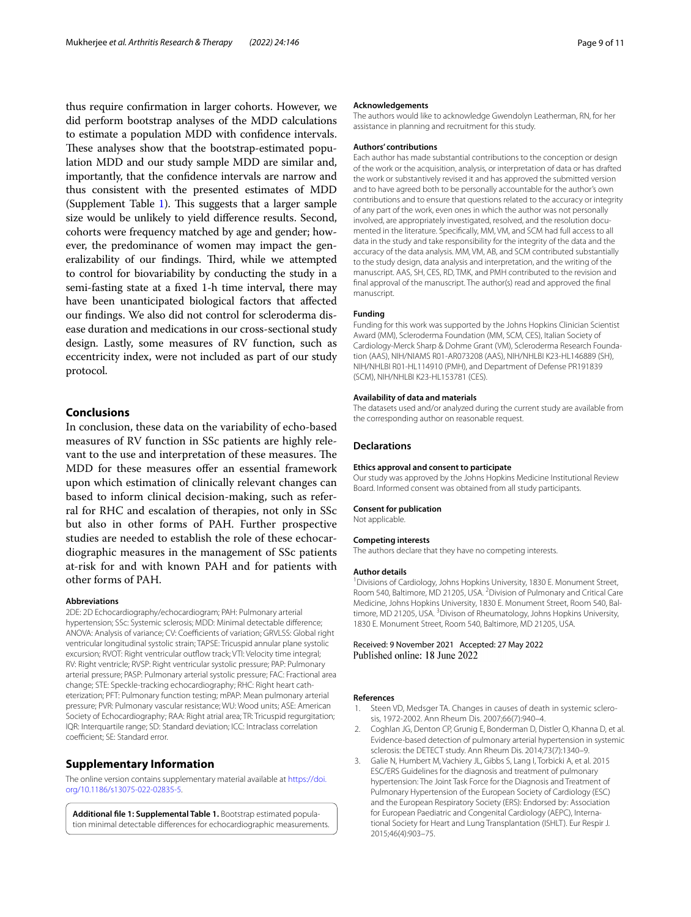thus require confirmation in larger cohorts. However, we did perform bootstrap analyses of the MDD calculations to estimate a population MDD with confidence intervals. These analyses show that the bootstrap-estimated population MDD and our study sample MDD are similar and, importantly, that the confidence intervals are narrow and thus consistent with the presented estimates of MDD (Supplement Table 1). This suggests that a larger sample size would be unlikely to yield difference results. Second, cohorts were frequency matched by age and gender; however, the predominance of women may impact the generalizability of our findings. Third, while we attempted to control for biovariability by conducting the study in a semi-fasting state at a fixed 1-h time interval, there may have been unanticipated biological factors that affected our findings. We also did not control for scleroderma disease duration and medications in our cross-sectional study design. Lastly, some measures of RV function, such as eccentricity index, were not included as part of our study protocol.

## Conclusions

In conclusion, these data on the variability of echo-based measures of RV function in SSc patients are highly relevant to the use and interpretation of these measures. The MDD for these measures offer an essential framework upon which estimation of clinically relevant changes can based to inform clinical decision-making, such as referral for RHC and escalation of therapies, not only in SSc but also in other forms of PAH. Further prospective studies are needed to establish the role of these echocardiographic measures in the management of SSc patients at-risk for and with known PAH and for patients with other forms of PAH.

#### Abbreviations

2DE: 2D Echocardiography/echocardiogram; PAH: Pulmonary arterial hypertension; SSc: Systemic sclerosis; MDD: Minimal detectable difference; ANOVA: Analysis of variance; CV: Coefficients of variation; GRVLSS: Global right ventricular longitudinal systolic strain; TAPSE: Tricuspid annular plane systolic excursion; RVOT: Right ventricular outflow track; VTI: Velocity time integral; RV: Right ventricle; RVSP: Right ventricular systolic pressure; PAP: Pulmonary arterial pressure; PASP: Pulmonary arterial systolic pressure; FAC: Fractional area change; STE: Speckle-tracking echocardiography; RHC: Right heart catheterization; PFT: Pulmonary function testing; mPAP: Mean pulmonary arterial pressure; PVR: Pulmonary vascular resistance; WU: Wood units; ASE: American Society of Echocardiography; RAA: Right atrial area; TR: Tricuspid regurgitation; IQR: Interquartile range; SD: Standard deviation; ICC: Intraclass correlation coefficient; SE: Standard error.

## Supplementary Information

The online version contains supplementary material available at https://doi.org/10.1186/s13075-022-02835-5.

**Additional file 1: Supplemental Table 1.** Bootstrap estimated population minimal detectable differences for echocardiographic measurements.

#### Acknowledgements

The authors would like to acknowledge Gwendolyn Leatherman, RN, for her assistance in planning and recruitment for this study.

#### Authors' contributions

Each author has made substantial contributions to the conception or design of the work or the acquisition, analysis, or interpretation of data or has drafted the work or substantively revised it and has approved the submitted version and to have agreed both to be personally accountable for the author's own contributions and to ensure that questions related to the accuracy or integrity of any part of the work, even ones in which the author was not personally involved, are appropriately investigated, resolved, and the resolution documented in the literature. Specifically, MM, VM, and SCM had full access to all data in the study and take responsibility for the integrity of the data and the accuracy of the data analysis. MM, VM, AB, and SCM contributed substantially to the study design, data analysis and interpretation, and the writing of the manuscript. AAS, SH, CES, RD, TMK, and PMH contributed to the revision and final approval of the manuscript. The author(s) read and approved the final manuscript.

#### Funding

Funding for this work was supported by the Johns Hopkins Clinician Scientist Award (MM), Scleroderma Foundation (MM, SCM, CES), Italian Society of Cardiology-Merck Sharp & Dohme Grant (VM), Scleroderma Research Foundation (AAS), NIH/NIAMS R01-AR073208 (AAS), NIH/NHLBI K23-HL146889 (SH), NIH/NHLBI R01-HL114910 (PMH), and Department of Defense PR191839 (SCM), NIH/NHLBI K23-HL153781 (CES).

#### Availability of data and materials

The datasets used and/or analyzed during the current study are available from the corresponding author on reasonable request.

## Declarations

#### Ethics approval and consent to participate

Our study was approved by the Johns Hopkins Medicine Institutional Review Board. Informed consent was obtained from all study participants.

#### Consent for publication

Not applicable.

#### Competing interests

The authors declare that they have no competing interests.

#### Author details

[1]Divisions of Cardiology, Johns Hopkins University, 1830 E. Monument Street, Room 540, Baltimore, MD 21205, USA. [2]Division of Pulmonary and Critical Care Medicine, Johns Hopkins University, 1830 E. Monument Street, Room 540, Baltimore, MD 21205, USA. [3]Divison of Rheumatology, Johns Hopkins University, 1830 E. Monument Street, Room 540, Baltimore, MD 21205, USA.

Received: 9 November 2021 Accepted: 27 May 2022
Published online: 18 June 2022

#### References

1. Steen VD, Medsger TA. Changes in causes of death in systemic sclerosis, 1972-2002. Ann Rheum Dis. 2007;66(7):940–4.
2. Coghlan JG, Denton CP, Grunig E, Bonderman D, Distler O, Khanna D, et al. Evidence-based detection of pulmonary arterial hypertension in systemic sclerosis: the DETECT study. Ann Rheum Dis. 2014;73(7):1340–9.
3. Galie N, Humbert M, Vachiery JL, Gibbs S, Lang I, Torbicki A, et al. 2015 ESC/ERS Guidelines for the diagnosis and treatment of pulmonary hypertension: The Joint Task Force for the Diagnosis and Treatment of Pulmonary Hypertension of the European Society of Cardiology (ESC) and the European Respiratory Society (ERS): Endorsed by: Association for European Paediatric and Congenital Cardiology (AEPC), International Society for Heart and Lung Transplantation (ISHLT). Eur Respir J. 2015;46(4):903–75.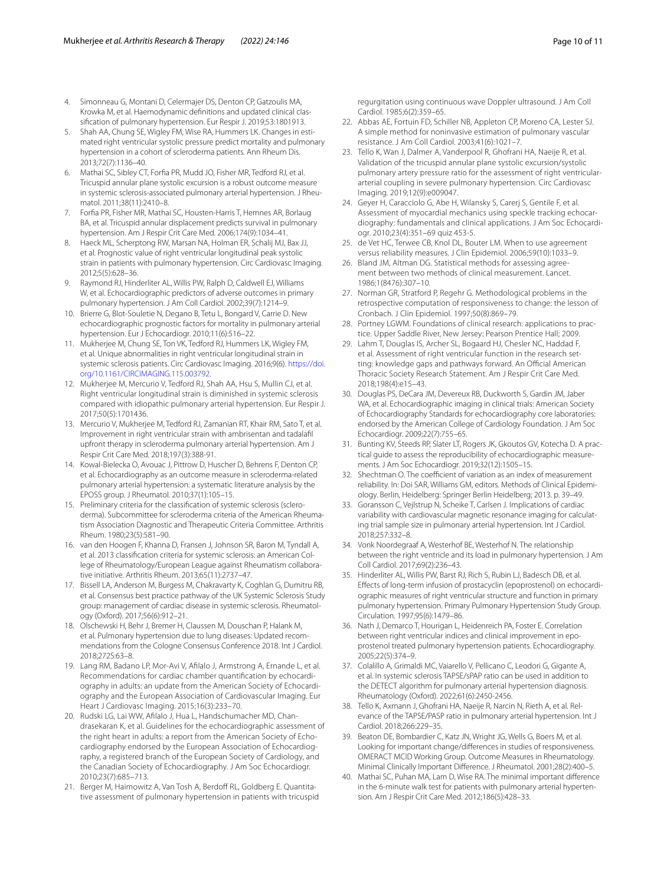4. Simonneau G, Montani D, Celermajer DS, Denton CP, Gatzoulis MA, Krowka M, et al. Haemodynamic definitions and updated clinical classification of pulmonary hypertension. Eur Respir J. 2019;53:1801913.
5. Shah AA, Chung SE, Wigley FM, Wise RA, Hummers LK. Changes in estimated right ventricular systolic pressure predict mortality and pulmonary hypertension in a cohort of scleroderma patients. Ann Rheum Dis. 2013;72(7):1136–40.
6. Mathai SC, Sibley CT, Forfia PR, Mudd JO, Fisher MR, Tedford RJ, et al. Tricuspid annular plane systolic excursion is a robust outcome measure in systemic sclerosis-associated pulmonary arterial hypertension. J Rheumatol. 2011;38(11):2410–8.
7. Forfia PR, Fisher MR, Mathai SC, Housten-Harris T, Hemnes AR, Borlaug BA, et al. Tricuspid annular displacement predicts survival in pulmonary hypertension. Am J Respir Crit Care Med. 2006;174(9):1034–41.
8. Haeck ML, Scherptong RW, Marsan NA, Holman ER, Schalij MJ, Bax JJ, et al. Prognostic value of right ventricular longitudinal peak systolic strain in patients with pulmonary hypertension. Circ Cardiovasc Imaging. 2012;5(5):628–36.
9. Raymond RJ, Hinderliter AL, Willis PW, Ralph D, Caldwell EJ, Williams W, et al. Echocardiographic predictors of adverse outcomes in primary pulmonary hypertension. J Am Coll Cardiol. 2002;39(7):1214–9.
10. Brierre G, Blot-Souletie N, Degano B, Tetu L, Bongard V, Carrie D. New echocardiographic prognostic factors for mortality in pulmonary arterial hypertension. Eur J Echocardiogr. 2010;11(6):516–22.
11. Mukherjee M, Chung SE, Ton VK, Tedford RJ, Hummers LK, Wigley FM, et al. Unique abnormalities in right ventricular longitudinal strain in systemic sclerosis patients. Circ Cardiovasc Imaging. 2016;9(6). https://doi.org/10.1161/CIRCIMAGING.115.003792.
12. Mukherjee M, Mercurio V, Tedford RJ, Shah AA, Hsu S, Mullin CJ, et al. Right ventricular longitudinal strain is diminished in systemic sclerosis compared with idiopathic pulmonary arterial hypertension. Eur Respir J. 2017;50(5):1701436.
13. Mercurio V, Mukherjee M, Tedford RJ, Zamanian RT, Khair RM, Sato T, et al. Improvement in right ventricular strain with ambrisentan and tadalafil upfront therapy in scleroderma pulmonary arterial hypertension. Am J Respir Crit Care Med. 2018;197(3):388-91.
14. Kowal-Bielecka O, Avouac J, Pittrow D, Huscher D, Behrens F, Denton CP, et al. Echocardiography as an outcome measure in scleroderma-related pulmonary arterial hypertension: a systematic literature analysis by the EPOSS group. J Rheumatol. 2010;37(1):105–15.
15. Preliminary criteria for the classification of systemic sclerosis (scleroderma). Subcommittee for scleroderma criteria of the American Rheumatism Association Diagnostic and Therapeutic Criteria Committee. Arthritis Rheum. 1980;23(5):581–90.
16. van den Hoogen F, Khanna D, Fransen J, Johnson SR, Baron M, Tyndall A, et al. 2013 classification criteria for systemic sclerosis: an American College of Rheumatology/European League against Rheumatism collaborative initiative. Arthritis Rheum. 2013;65(11):2737–47.
17. Bissell LA, Anderson M, Burgess M, Chakravarty K, Coghlan G, Dumitru RB, et al. Consensus best practice pathway of the UK Systemic Sclerosis Study group: management of cardiac disease in systemic sclerosis. Rheumatology (Oxford). 2017;56(6):912–21.
18. Olschewski H, Behr J, Bremer H, Claussen M, Douschan P, Halank M, et al. Pulmonary hypertension due to lung diseases: Updated recommendations from the Cologne Consensus Conference 2018. Int J Cardiol. 2018;272S:63–8.
19. Lang RM, Badano LP, Mor-Avi V, Afilalo J, Armstrong A, Ernande L, et al. Recommendations for cardiac chamber quantification by echocardiography in adults: an update from the American Society of Echocardiography and the European Association of Cardiovascular Imaging. Eur Heart J Cardiovasc Imaging. 2015;16(3):233–70.
20. Rudski LG, Lai WW, Afilalo J, Hua L, Handschumacher MD, Chandrasekaran K, et al. Guidelines for the echocardiographic assessment of the right heart in adults: a report from the American Society of Echocardiography endorsed by the European Association of Echocardiography, a registered branch of the European Society of Cardiology, and the Canadian Society of Echocardiography. J Am Soc Echocardiogr. 2010;23(7):685–713.
21. Berger M, Haimowitz A, Van Tosh A, Berdoff RL, Goldberg E. Quantitative assessment of pulmonary hypertension in patients with tricuspid regurgitation using continuous wave Doppler ultrasound. J Am Coll Cardiol. 1985;6(2):359–65.
22. Abbas AE, Fortuin FD, Schiller NB, Appleton CP, Moreno CA, Lester SJ. A simple method for noninvasive estimation of pulmonary vascular resistance. J Am Coll Cardiol. 2003;41(6):1021–7.
23. Tello K, Wan J, Dalmer A, Vanderpool R, Ghofrani HA, Naeije R, et al. Validation of the tricuspid annular plane systolic excursion/systolic pulmonary artery pressure ratio for the assessment of right ventricular-arterial coupling in severe pulmonary hypertension. Circ Cardiovasc Imaging. 2019;12(9):e009047.
24. Geyer H, Caracciolo G, Abe H, Wilansky S, Carerj S, Gentile F, et al. Assessment of myocardial mechanics using speckle tracking echocardiography: fundamentals and clinical applications. J Am Soc Echocardiogr. 2010;23(4):351–69 quiz 453-5.
25. de Vet HC, Terwee CB, Knol DL, Bouter LM. When to use agreement versus reliability measures. J Clin Epidemiol. 2006;59(10):1033–9.
26. Bland JM, Altman DG. Statistical methods for assessing agreement between two methods of clinical measurement. Lancet. 1986;1(8476):307–10.
27. Norman GR, Stratford P, Regehr G. Methodological problems in the retrospective computation of responsiveness to change: the lesson of Cronbach. J Clin Epidemiol. 1997;50(8):869–79.
28. Portney LGWM. Foundations of clinical research: applications to practice. Upper Saddle River, New Jersey: Pearson Prentice Hall; 2009.
29. Lahm T, Douglas IS, Archer SL, Bogaard HJ, Chesler NC, Haddad F, et al. Assessment of right ventricular function in the research setting: knowledge gaps and pathways forward. An Official American Thoracic Society Research Statement. Am J Respir Crit Care Med. 2018;198(4):e15–43.
30. Douglas PS, DeCara JM, Devereux RB, Duckworth S, Gardin JM, Jaber WA, et al. Echocardiographic imaging in clinical trials: American Society of Echocardiography Standards for echocardiography core laboratories: endorsed by the American College of Cardiology Foundation. J Am Soc Echocardiogr. 2009;22(7):755–65.
31. Bunting KV, Steeds RP, Slater LT, Rogers JK, Gkoutos GV, Kotecha D. A practical guide to assess the reproducibility of echocardiographic measurements. J Am Soc Echocardiogr. 2019;32(12):1505–15.
32. Shechtman O. The coefficient of variation as an index of measurement reliability. In: Doi SAR, Williams GM, editors. Methods of Clinical Epidemiology. Berlin, Heidelberg: Springer Berlin Heidelberg; 2013. p. 39–49.
33. Goransson C, Vejlstrup N, Scheike T, Carlsen J. Implications of cardiac variability with cardiovascular magnetic resonance imaging for calculating trial sample size in pulmonary arterial hypertension. Int J Cardiol. 2018;257:332–8.
34. Vonk Noordegraaf A, Westerhof BE, Westerhof N. The relationship between the right ventricle and its load in pulmonary hypertension. J Am Coll Cardiol. 2017;69(2):236–43.
35. Hinderliter AL, Willis PW, Barst RJ, Rich S, Rubin LJ, Badesch DB, et al. Effects of long-term infusion of prostacyclin (epoprostenol) on echocardiographic measures of right ventricular structure and function in primary pulmonary hypertension. Primary Pulmonary Hypertension Study Group. Circulation. 1997;95(6):1479–86.
36. Nath J, Demarco T, Hourigan L, Heidenreich PA, Foster E. Correlation between right ventricular indices and clinical improvement in epoprostenol treated pulmonary hypertension patients. Echocardiography. 2005;22(5):374–9.
37. Colalillo A, Grimaldi MC, Vaiarello V, Pellicano C, Leodori G, Gigante A, et al. In systemic sclerosis TAPSE/sPAP ratio can be used in addition to the DETECT algorithm for pulmonary arterial hypertension diagnosis. Rheumatology (Oxford). 2022;61(6):2450-2456.
38. Tello K, Axmann J, Ghofrani HA, Naeije R, Narcin N, Rieth A, et al. Relevance of the TAPSE/PASP ratio in pulmonary arterial hypertension. Int J Cardiol. 2018;266:229–35.
39. Beaton DE, Bombardier C, Katz JN, Wright JG, Wells G, Boers M, et al. Looking for important change/differences in studies of responsiveness. OMERACT MCID Working Group. Outcome Measures in Rheumatology. Minimal Clinically Important Difference. J Rheumatol. 2001;28(2):400–5.
40. Mathai SC, Puhan MA, Lam D, Wise RA. The minimal important difference in the 6-minute walk test for patients with pulmonary arterial hypertension. Am J Respir Crit Care Med. 2012;186(5):428–33.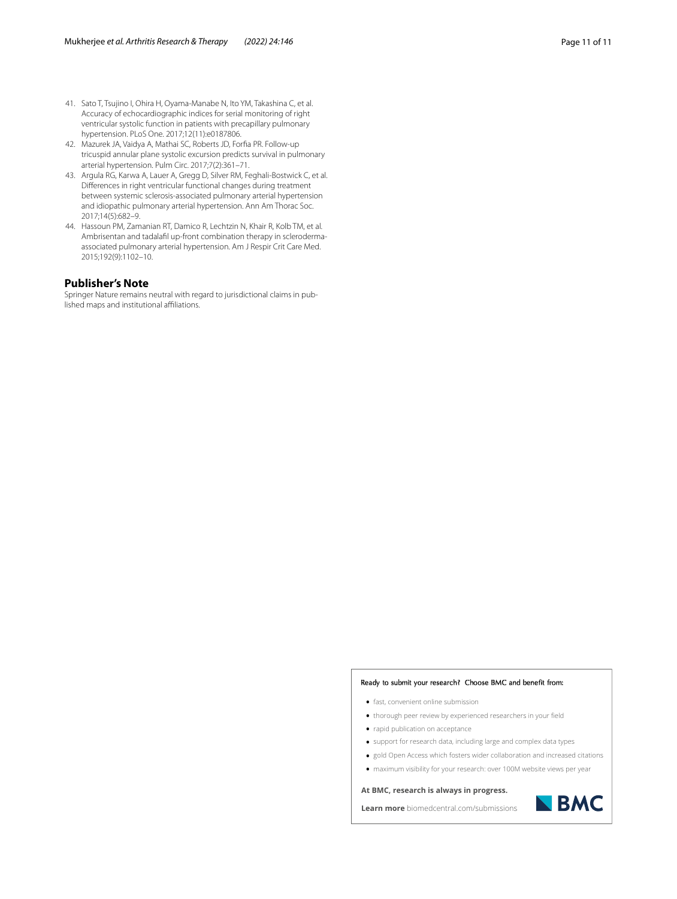41. Sato T, Tsujino I, Ohira H, Oyama-Manabe N, Ito YM, Takashina C, et al. Accuracy of echocardiographic indices for serial monitoring of right ventricular systolic function in patients with precapillary pulmonary hypertension. PLoS One. 2017;12(11):e0187806.
42. Mazurek JA, Vaidya A, Mathai SC, Roberts JD, Forfia PR. Follow-up tricuspid annular plane systolic excursion predicts survival in pulmonary arterial hypertension. Pulm Circ. 2017;7(2):361–71.
43. Argula RG, Karwa A, Lauer A, Gregg D, Silver RM, Feghali-Bostwick C, et al. Differences in right ventricular functional changes during treatment between systemic sclerosis-associated pulmonary arterial hypertension and idiopathic pulmonary arterial hypertension. Ann Am Thorac Soc. 2017;14(5):682–9.
44. Hassoun PM, Zamanian RT, Damico R, Lechtzin N, Khair R, Kolb TM, et al. Ambrisentan and tadalafil up-front combination therapy in scleroderma-associated pulmonary arterial hypertension. Am J Respir Crit Care Med. 2015;192(9):1102–10.

## Publisher's Note

Springer Nature remains neutral with regard to jurisdictional claims in published maps and institutional affiliations.

Ready to submit your research? Choose BMC and benefit from:

- fast, convenient online submission
- thorough peer review by experienced researchers in your field
- rapid publication on acceptance
- support for research data, including large and complex data types
- gold Open Access which fosters wider collaboration and increased citations
- maximum visibility for your research: over 100M website views per year

**At BMC, research is always in progress.**

**Learn more** biomedcentral.com/submissions

BMC